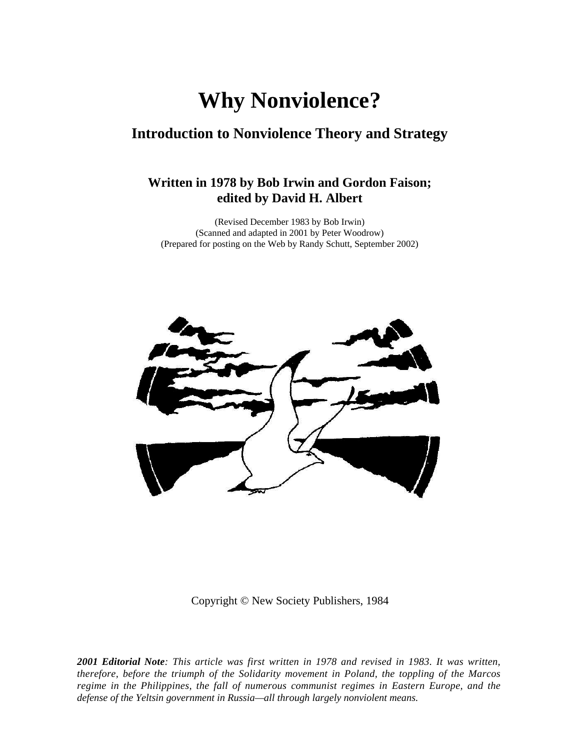# Why Nonviolence?

## Introduction to Nonviolence Theory and Strategy

### Written in 1978 by Bob Irwin and Gordon Faison; edited by David H. Albert

(Revised December 1983 by Bob Irwin)
(Scanned and adapted in 2001 by Peter Woodrow)
(Prepared for posting on the Web by Randy Schutt, September 2002)

Copyright © New Society Publishers, 1984

***2001 Editorial Note**: This article was first written in 1978 and revised in 1983. It was written, therefore, before the triumph of the Solidarity movement in Poland, the toppling of the Marcos regime in the Philippines, the fall of numerous communist regimes in Eastern Europe, and the defense of the Yeltsin government in Russia—all through largely nonviolent means.*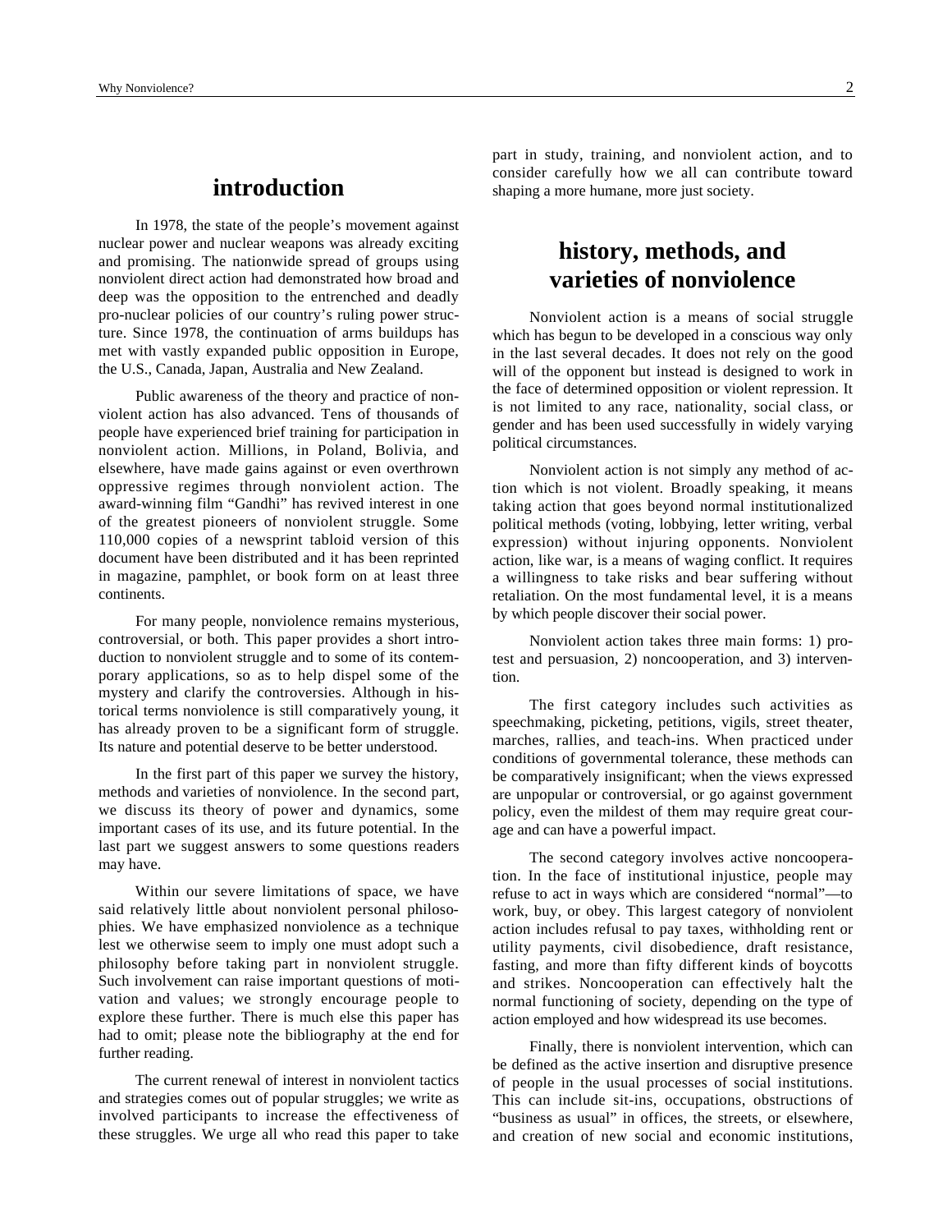## introduction

In 1978, the state of the people's movement against nuclear power and nuclear weapons was already exciting and promising. The nationwide spread of groups using nonviolent direct action had demonstrated how broad and deep was the opposition to the entrenched and deadly pro-nuclear policies of our country's ruling power structure. Since 1978, the continuation of arms buildups has met with vastly expanded public opposition in Europe, the U.S., Canada, Japan, Australia and New Zealand.

Public awareness of the theory and practice of nonviolent action has also advanced. Tens of thousands of people have experienced brief training for participation in nonviolent action. Millions, in Poland, Bolivia, and elsewhere, have made gains against or even overthrown oppressive regimes through nonviolent action. The award-winning film "Gandhi" has revived interest in one of the greatest pioneers of nonviolent struggle. Some 110,000 copies of a newsprint tabloid version of this document have been distributed and it has been reprinted in magazine, pamphlet, or book form on at least three continents.

For many people, nonviolence remains mysterious, controversial, or both. This paper provides a short introduction to nonviolent struggle and to some of its contemporary applications, so as to help dispel some of the mystery and clarify the controversies. Although in historical terms nonviolence is still comparatively young, it has already proven to be a significant form of struggle. Its nature and potential deserve to be better understood.

In the first part of this paper we survey the history, methods and varieties of nonviolence. In the second part, we discuss its theory of power and dynamics, some important cases of its use, and its future potential. In the last part we suggest answers to some questions readers may have.

Within our severe limitations of space, we have said relatively little about nonviolent personal philosophies. We have emphasized nonviolence as a technique lest we otherwise seem to imply one must adopt such a philosophy before taking part in nonviolent struggle. Such involvement can raise important questions of motivation and values; we strongly encourage people to explore these further. There is much else this paper has had to omit; please note the bibliography at the end for further reading.

The current renewal of interest in nonviolent tactics and strategies comes out of popular struggles; we write as involved participants to increase the effectiveness of these struggles. We urge all who read this paper to take part in study, training, and nonviolent action, and to consider carefully how we all can contribute toward shaping a more humane, more just society.

## history, methods, and varieties of nonviolence

Nonviolent action is a means of social struggle which has begun to be developed in a conscious way only in the last several decades. It does not rely on the good will of the opponent but instead is designed to work in the face of determined opposition or violent repression. It is not limited to any race, nationality, social class, or gender and has been used successfully in widely varying political circumstances.

Nonviolent action is not simply any method of action which is not violent. Broadly speaking, it means taking action that goes beyond normal institutionalized political methods (voting, lobbying, letter writing, verbal expression) without injuring opponents. Nonviolent action, like war, is a means of waging conflict. It requires a willingness to take risks and bear suffering without retaliation. On the most fundamental level, it is a means by which people discover their social power.

Nonviolent action takes three main forms: 1) protest and persuasion, 2) noncooperation, and 3) intervention.

The first category includes such activities as speechmaking, picketing, petitions, vigils, street theater, marches, rallies, and teach-ins. When practiced under conditions of governmental tolerance, these methods can be comparatively insignificant; when the views expressed are unpopular or controversial, or go against government policy, even the mildest of them may require great courage and can have a powerful impact.

The second category involves active noncooperation. In the face of institutional injustice, people may refuse to act in ways which are considered "normal"—to work, buy, or obey. This largest category of nonviolent action includes refusal to pay taxes, withholding rent or utility payments, civil disobedience, draft resistance, fasting, and more than fifty different kinds of boycotts and strikes. Noncooperation can effectively halt the normal functioning of society, depending on the type of action employed and how widespread its use becomes.

Finally, there is nonviolent intervention, which can be defined as the active insertion and disruptive presence of people in the usual processes of social institutions. This can include sit-ins, occupations, obstructions of "business as usual" in offices, the streets, or elsewhere, and creation of new social and economic institutions,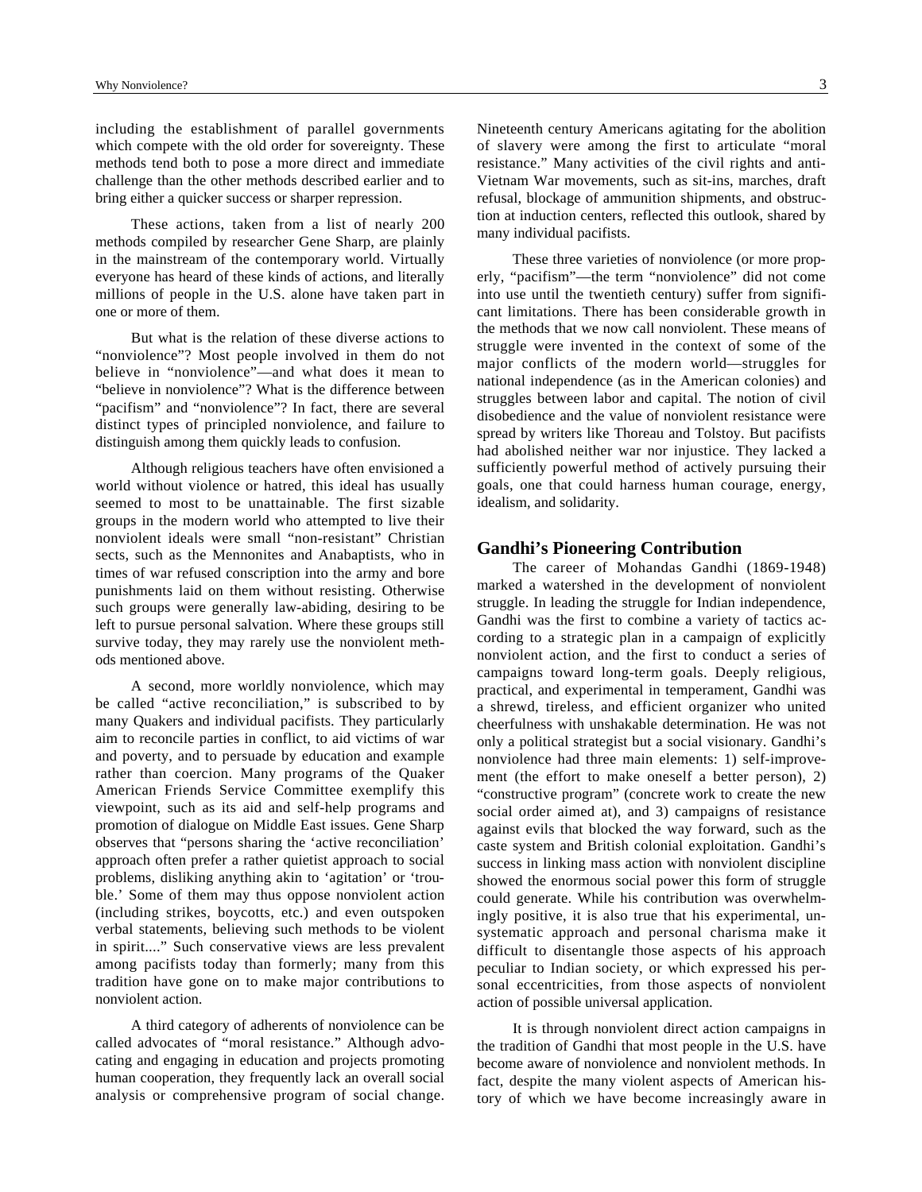including the establishment of parallel governments which compete with the old order for sovereignty. These methods tend both to pose a more direct and immediate challenge than the other methods described earlier and to bring either a quicker success or sharper repression.

These actions, taken from a list of nearly 200 methods compiled by researcher Gene Sharp, are plainly in the mainstream of the contemporary world. Virtually everyone has heard of these kinds of actions, and literally millions of people in the U.S. alone have taken part in one or more of them.

But what is the relation of these diverse actions to "nonviolence"? Most people involved in them do not believe in "nonviolence"—and what does it mean to "believe in nonviolence"? What is the difference between "pacifism" and "nonviolence"? In fact, there are several distinct types of principled nonviolence, and failure to distinguish among them quickly leads to confusion.

Although religious teachers have often envisioned a world without violence or hatred, this ideal has usually seemed to most to be unattainable. The first sizable groups in the modern world who attempted to live their nonviolent ideals were small "non-resistant" Christian sects, such as the Mennonites and Anabaptists, who in times of war refused conscription into the army and bore punishments laid on them without resisting. Otherwise such groups were generally law-abiding, desiring to be left to pursue personal salvation. Where these groups still survive today, they may rarely use the nonviolent methods mentioned above.

A second, more worldly nonviolence, which may be called "active reconciliation," is subscribed to by many Quakers and individual pacifists. They particularly aim to reconcile parties in conflict, to aid victims of war and poverty, and to persuade by education and example rather than coercion. Many programs of the Quaker American Friends Service Committee exemplify this viewpoint, such as its aid and self-help programs and promotion of dialogue on Middle East issues. Gene Sharp observes that "persons sharing the 'active reconciliation' approach often prefer a rather quietist approach to social problems, disliking anything akin to 'agitation' or 'trouble.' Some of them may thus oppose nonviolent action (including strikes, boycotts, etc.) and even outspoken verbal statements, believing such methods to be violent in spirit...." Such conservative views are less prevalent among pacifists today than formerly; many from this tradition have gone on to make major contributions to nonviolent action.

A third category of adherents of nonviolence can be called advocates of "moral resistance." Although advocating and engaging in education and projects promoting human cooperation, they frequently lack an overall social analysis or comprehensive program of social change. Nineteenth century Americans agitating for the abolition of slavery were among the first to articulate "moral resistance." Many activities of the civil rights and anti-Vietnam War movements, such as sit-ins, marches, draft refusal, blockage of ammunition shipments, and obstruction at induction centers, reflected this outlook, shared by many individual pacifists.

These three varieties of nonviolence (or more properly, "pacifism"—the term "nonviolence" did not come into use until the twentieth century) suffer from significant limitations. There has been considerable growth in the methods that we now call nonviolent. These means of struggle were invented in the context of some of the major conflicts of the modern world—struggles for national independence (as in the American colonies) and struggles between labor and capital. The notion of civil disobedience and the value of nonviolent resistance were spread by writers like Thoreau and Tolstoy. But pacifists had abolished neither war nor injustice. They lacked a sufficiently powerful method of actively pursuing their goals, one that could harness human courage, energy, idealism, and solidarity.

## Gandhi's Pioneering Contribution

The career of Mohandas Gandhi (1869-1948) marked a watershed in the development of nonviolent struggle. In leading the struggle for Indian independence, Gandhi was the first to combine a variety of tactics according to a strategic plan in a campaign of explicitly nonviolent action, and the first to conduct a series of campaigns toward long-term goals. Deeply religious, practical, and experimental in temperament, Gandhi was a shrewd, tireless, and efficient organizer who united cheerfulness with unshakable determination. He was not only a political strategist but a social visionary. Gandhi's nonviolence had three main elements: 1) self-improvement (the effort to make oneself a better person), 2) "constructive program" (concrete work to create the new social order aimed at), and 3) campaigns of resistance against evils that blocked the way forward, such as the caste system and British colonial exploitation. Gandhi's success in linking mass action with nonviolent discipline showed the enormous social power this form of struggle could generate. While his contribution was overwhelmingly positive, it is also true that his experimental, unsystematic approach and personal charisma make it difficult to disentangle those aspects of his approach peculiar to Indian society, or which expressed his personal eccentricities, from those aspects of nonviolent action of possible universal application.

It is through nonviolent direct action campaigns in the tradition of Gandhi that most people in the U.S. have become aware of nonviolence and nonviolent methods. In fact, despite the many violent aspects of American history of which we have become increasingly aware in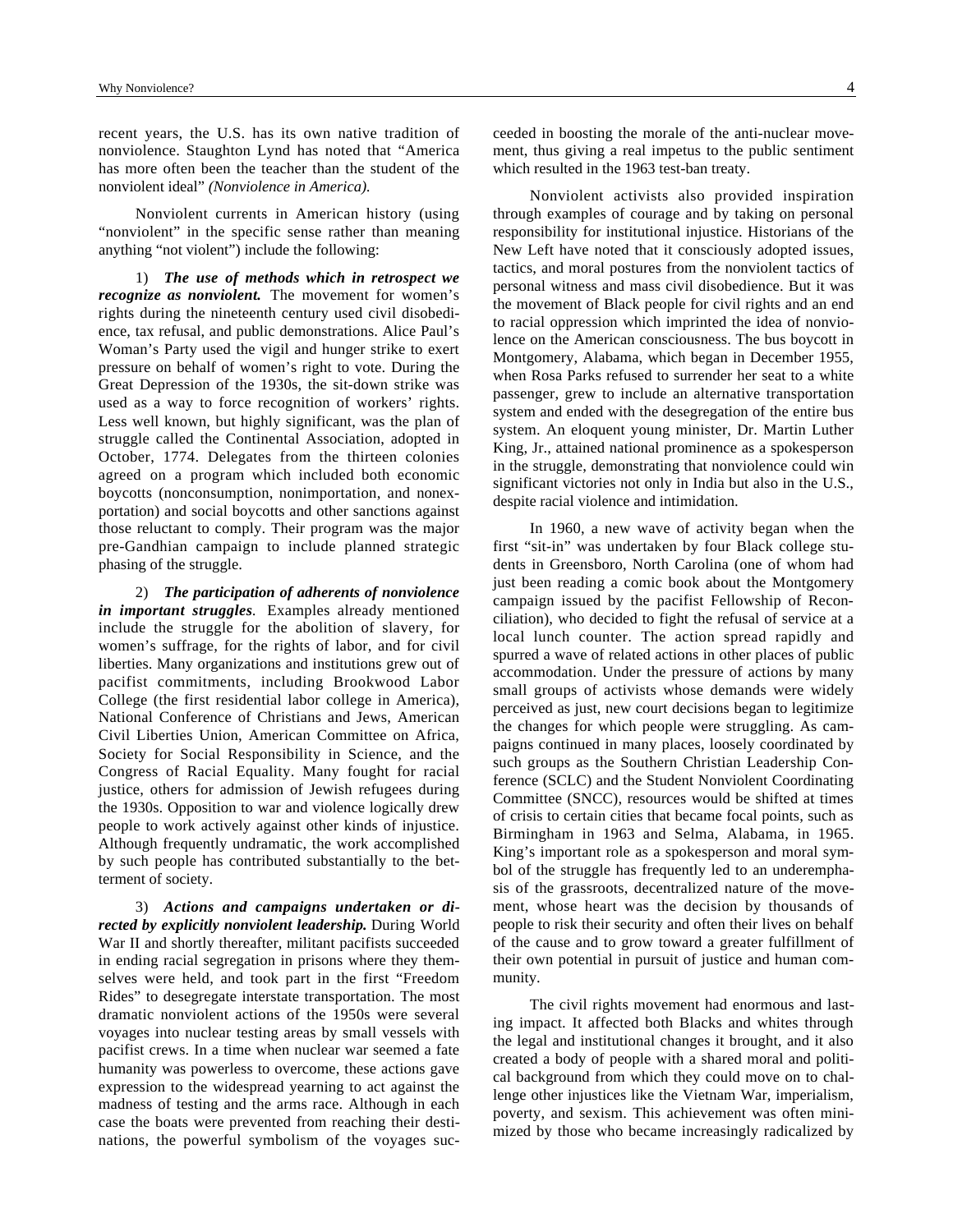recent years, the U.S. has its own native tradition of nonviolence. Staughton Lynd has noted that "America has more often been the teacher than the student of the nonviolent ideal" *(Nonviolence in America).*

Nonviolent currents in American history (using "nonviolent" in the specific sense rather than meaning anything "not violent") include the following:

1) ***The use of methods which in retrospect we recognize as nonviolent.*** The movement for women's rights during the nineteenth century used civil disobedience, tax refusal, and public demonstrations. Alice Paul's Woman's Party used the vigil and hunger strike to exert pressure on behalf of women's right to vote. During the Great Depression of the 1930s, the sit-down strike was used as a way to force recognition of workers' rights. Less well known, but highly significant, was the plan of struggle called the Continental Association, adopted in October, 1774. Delegates from the thirteen colonies agreed on a program which included both economic boycotts (nonconsumption, nonimportation, and nonexportation) and social boycotts and other sanctions against those reluctant to comply. Their program was the major pre-Gandhian campaign to include planned strategic phasing of the struggle.

2) ***The participation of adherents of nonviolence in important struggles***. Examples already mentioned include the struggle for the abolition of slavery, for women's suffrage, for the rights of labor, and for civil liberties. Many organizations and institutions grew out of pacifist commitments, including Brookwood Labor College (the first residential labor college in America), National Conference of Christians and Jews, American Civil Liberties Union, American Committee on Africa, Society for Social Responsibility in Science, and the Congress of Racial Equality. Many fought for racial justice, others for admission of Jewish refugees during the 1930s. Opposition to war and violence logically drew people to work actively against other kinds of injustice. Although frequently undramatic, the work accomplished by such people has contributed substantially to the betterment of society.

3) ***Actions and campaigns undertaken or directed by explicitly nonviolent leadership.*** During World War II and shortly thereafter, militant pacifists succeeded in ending racial segregation in prisons where they themselves were held, and took part in the first "Freedom Rides" to desegregate interstate transportation. The most dramatic nonviolent actions of the 1950s were several voyages into nuclear testing areas by small vessels with pacifist crews. In a time when nuclear war seemed a fate humanity was powerless to overcome, these actions gave expression to the widespread yearning to act against the madness of testing and the arms race. Although in each case the boats were prevented from reaching their destinations, the powerful symbolism of the voyages succeeded in boosting the morale of the anti-nuclear movement, thus giving a real impetus to the public sentiment which resulted in the 1963 test-ban treaty.

Nonviolent activists also provided inspiration through examples of courage and by taking on personal responsibility for institutional injustice. Historians of the New Left have noted that it consciously adopted issues, tactics, and moral postures from the nonviolent tactics of personal witness and mass civil disobedience. But it was the movement of Black people for civil rights and an end to racial oppression which imprinted the idea of nonviolence on the American consciousness. The bus boycott in Montgomery, Alabama, which began in December 1955, when Rosa Parks refused to surrender her seat to a white passenger, grew to include an alternative transportation system and ended with the desegregation of the entire bus system. An eloquent young minister, Dr. Martin Luther King, Jr., attained national prominence as a spokesperson in the struggle, demonstrating that nonviolence could win significant victories not only in India but also in the U.S., despite racial violence and intimidation.

In 1960, a new wave of activity began when the first "sit-in" was undertaken by four Black college students in Greensboro, North Carolina (one of whom had just been reading a comic book about the Montgomery campaign issued by the pacifist Fellowship of Reconciliation), who decided to fight the refusal of service at a local lunch counter. The action spread rapidly and spurred a wave of related actions in other places of public accommodation. Under the pressure of actions by many small groups of activists whose demands were widely perceived as just, new court decisions began to legitimize the changes for which people were struggling. As campaigns continued in many places, loosely coordinated by such groups as the Southern Christian Leadership Conference (SCLC) and the Student Nonviolent Coordinating Committee (SNCC), resources would be shifted at times of crisis to certain cities that became focal points, such as Birmingham in 1963 and Selma, Alabama, in 1965. King's important role as a spokesperson and moral symbol of the struggle has frequently led to an underemphasis of the grassroots, decentralized nature of the movement, whose heart was the decision by thousands of people to risk their security and often their lives on behalf of the cause and to grow toward a greater fulfillment of their own potential in pursuit of justice and human community.

The civil rights movement had enormous and lasting impact. It affected both Blacks and whites through the legal and institutional changes it brought, and it also created a body of people with a shared moral and political background from which they could move on to challenge other injustices like the Vietnam War, imperialism, poverty, and sexism. This achievement was often minimized by those who became increasingly radicalized by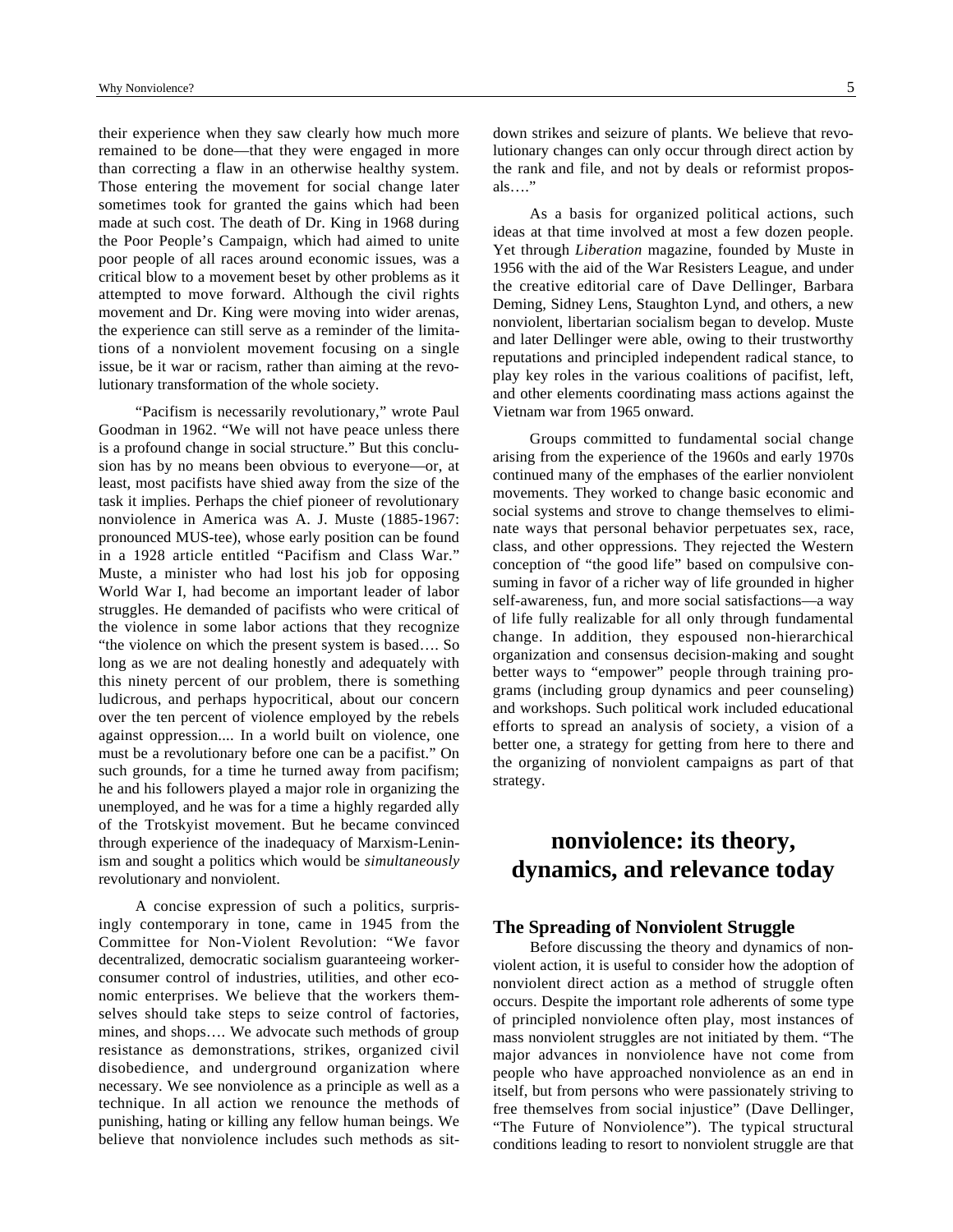their experience when they saw clearly how much more remained to be done—that they were engaged in more than correcting a flaw in an otherwise healthy system. Those entering the movement for social change later sometimes took for granted the gains which had been made at such cost. The death of Dr. King in 1968 during the Poor People's Campaign, which had aimed to unite poor people of all races around economic issues, was a critical blow to a movement beset by other problems as it attempted to move forward. Although the civil rights movement and Dr. King were moving into wider arenas, the experience can still serve as a reminder of the limitations of a nonviolent movement focusing on a single issue, be it war or racism, rather than aiming at the revolutionary transformation of the whole society.

"Pacifism is necessarily revolutionary," wrote Paul Goodman in 1962. "We will not have peace unless there is a profound change in social structure." But this conclusion has by no means been obvious to everyone—or, at least, most pacifists have shied away from the size of the task it implies. Perhaps the chief pioneer of revolutionary nonviolence in America was A. J. Muste (1885-1967: pronounced MUS-tee), whose early position can be found in a 1928 article entitled "Pacifism and Class War." Muste, a minister who had lost his job for opposing World War I, had become an important leader of labor struggles. He demanded of pacifists who were critical of the violence in some labor actions that they recognize "the violence on which the present system is based…. So long as we are not dealing honestly and adequately with this ninety percent of our problem, there is something ludicrous, and perhaps hypocritical, about our concern over the ten percent of violence employed by the rebels against oppression.... In a world built on violence, one must be a revolutionary before one can be a pacifist." On such grounds, for a time he turned away from pacifism; he and his followers played a major role in organizing the unemployed, and he was for a time a highly regarded ally of the Trotskyist movement. But he became convinced through experience of the inadequacy of Marxism-Leninism and sought a politics which would be *simultaneously* revolutionary and nonviolent.

A concise expression of such a politics, surprisingly contemporary in tone, came in 1945 from the Committee for Non-Violent Revolution: "We favor decentralized, democratic socialism guaranteeing worker-consumer control of industries, utilities, and other economic enterprises. We believe that the workers themselves should take steps to seize control of factories, mines, and shops…. We advocate such methods of group resistance as demonstrations, strikes, organized civil disobedience, and underground organization where necessary. We see nonviolence as a principle as well as a technique. In all action we renounce the methods of punishing, hating or killing any fellow human beings. We believe that nonviolence includes such methods as sit-down strikes and seizure of plants. We believe that revolutionary changes can only occur through direct action by the rank and file, and not by deals or reformist proposals…."

As a basis for organized political actions, such ideas at that time involved at most a few dozen people. Yet through *Liberation* magazine, founded by Muste in 1956 with the aid of the War Resisters League, and under the creative editorial care of Dave Dellinger, Barbara Deming, Sidney Lens, Staughton Lynd, and others, a new nonviolent, libertarian socialism began to develop. Muste and later Dellinger were able, owing to their trustworthy reputations and principled independent radical stance, to play key roles in the various coalitions of pacifist, left, and other elements coordinating mass actions against the Vietnam war from 1965 onward.

Groups committed to fundamental social change arising from the experience of the 1960s and early 1970s continued many of the emphases of the earlier nonviolent movements. They worked to change basic economic and social systems and strove to change themselves to eliminate ways that personal behavior perpetuates sex, race, class, and other oppressions. They rejected the Western conception of "the good life" based on compulsive consuming in favor of a richer way of life grounded in higher self-awareness, fun, and more social satisfactions—a way of life fully realizable for all only through fundamental change. In addition, they espoused non-hierarchical organization and consensus decision-making and sought better ways to "empower" people through training programs (including group dynamics and peer counseling) and workshops. Such political work included educational efforts to spread an analysis of society, a vision of a better one, a strategy for getting from here to there and the organizing of nonviolent campaigns as part of that strategy.

# nonviolence: its theory, dynamics, and relevance today

## The Spreading of Nonviolent Struggle

Before discussing the theory and dynamics of nonviolent action, it is useful to consider how the adoption of nonviolent direct action as a method of struggle often occurs. Despite the important role adherents of some type of principled nonviolence often play, most instances of mass nonviolent struggles are not initiated by them. "The major advances in nonviolence have not come from people who have approached nonviolence as an end in itself, but from persons who were passionately striving to free themselves from social injustice" (Dave Dellinger, "The Future of Nonviolence"). The typical structural conditions leading to resort to nonviolent struggle are that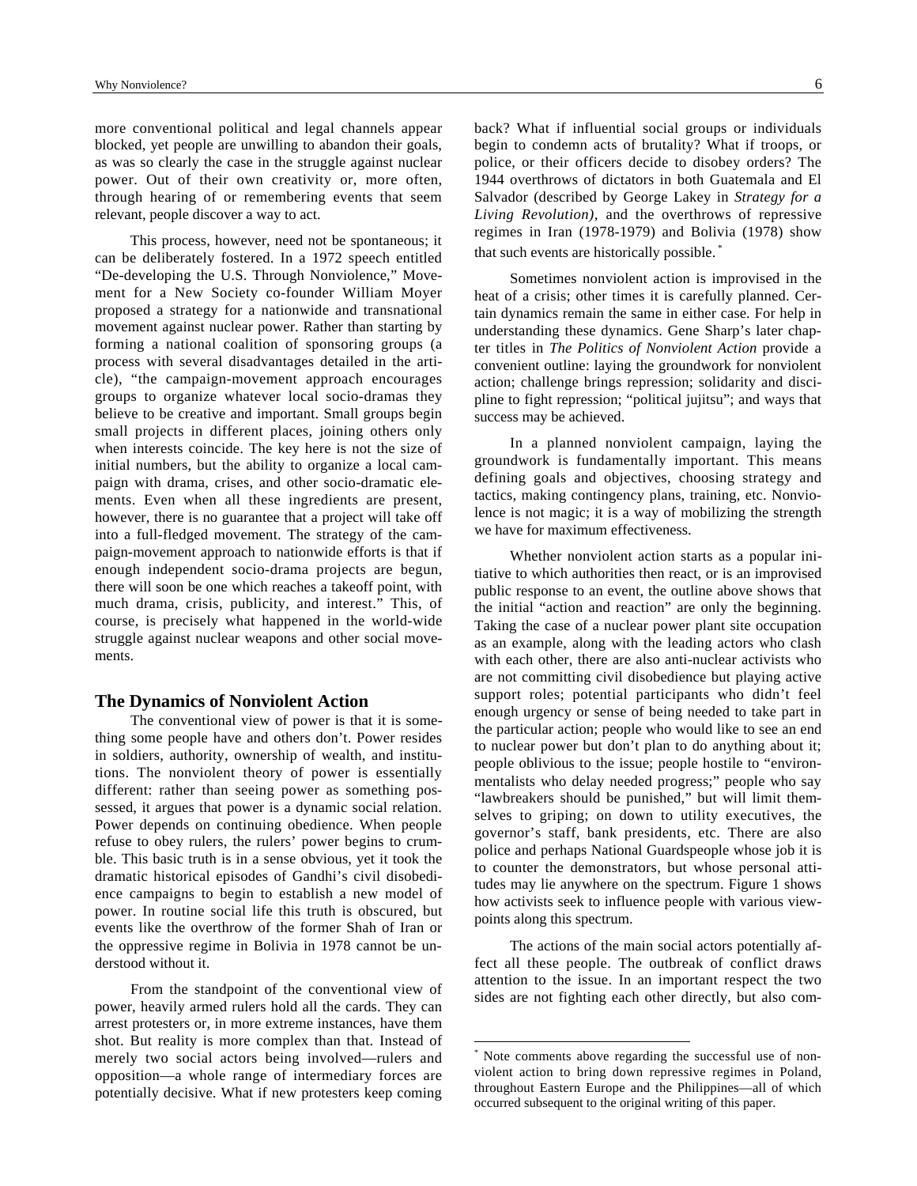more conventional political and legal channels appear blocked, yet people are unwilling to abandon their goals, as was so clearly the case in the struggle against nuclear power. Out of their own creativity or, more often, through hearing of or remembering events that seem relevant, people discover a way to act.

This process, however, need not be spontaneous; it can be deliberately fostered. In a 1972 speech entitled "De-developing the U.S. Through Nonviolence," Movement for a New Society co-founder William Moyer proposed a strategy for a nationwide and transnational movement against nuclear power. Rather than starting by forming a national coalition of sponsoring groups (a process with several disadvantages detailed in the article), "the campaign-movement approach encourages groups to organize whatever local socio-dramas they believe to be creative and important. Small groups begin small projects in different places, joining others only when interests coincide. The key here is not the size of initial numbers, but the ability to organize a local campaign with drama, crises, and other socio-dramatic elements. Even when all these ingredients are present, however, there is no guarantee that a project will take off into a full-fledged movement. The strategy of the campaign-movement approach to nationwide efforts is that if enough independent socio-drama projects are begun, there will soon be one which reaches a takeoff point, with much drama, crisis, publicity, and interest." This, of course, is precisely what happened in the world-wide struggle against nuclear weapons and other social movements.

## The Dynamics of Nonviolent Action

The conventional view of power is that it is something some people have and others don't. Power resides in soldiers, authority, ownership of wealth, and institutions. The nonviolent theory of power is essentially different: rather than seeing power as something possessed, it argues that power is a dynamic social relation. Power depends on continuing obedience. When people refuse to obey rulers, the rulers' power begins to crumble. This basic truth is in a sense obvious, yet it took the dramatic historical episodes of Gandhi's civil disobedience campaigns to begin to establish a new model of power. In routine social life this truth is obscured, but events like the overthrow of the former Shah of Iran or the oppressive regime in Bolivia in 1978 cannot be understood without it.

From the standpoint of the conventional view of power, heavily armed rulers hold all the cards. They can arrest protesters or, in more extreme instances, have them shot. But reality is more complex than that. Instead of merely two social actors being involved—rulers and opposition—a whole range of intermediary forces are potentially decisive. What if new protesters keep coming back? What if influential social groups or individuals begin to condemn acts of brutality? What if troops, or police, or their officers decide to disobey orders? The 1944 overthrows of dictators in both Guatemala and El Salvador (described by George Lakey in *Strategy for a Living Revolution)*, and the overthrows of repressive regimes in Iran (1978-1979) and Bolivia (1978) show that such events are historically possible. *

Sometimes nonviolent action is improvised in the heat of a crisis; other times it is carefully planned. Certain dynamics remain the same in either case. For help in understanding these dynamics. Gene Sharp's later chapter titles in *The Politics of Nonviolent Action* provide a convenient outline: laying the groundwork for nonviolent action; challenge brings repression; solidarity and discipline to fight repression; "political jujitsu"; and ways that success may be achieved.

In a planned nonviolent campaign, laying the groundwork is fundamentally important. This means defining goals and objectives, choosing strategy and tactics, making contingency plans, training, etc. Nonviolence is not magic; it is a way of mobilizing the strength we have for maximum effectiveness.

Whether nonviolent action starts as a popular initiative to which authorities then react, or is an improvised public response to an event, the outline above shows that the initial "action and reaction" are only the beginning. Taking the case of a nuclear power plant site occupation as an example, along with the leading actors who clash with each other, there are also anti-nuclear activists who are not committing civil disobedience but playing active support roles; potential participants who didn't feel enough urgency or sense of being needed to take part in the particular action; people who would like to see an end to nuclear power but don't plan to do anything about it; people oblivious to the issue; people hostile to "environmentalists who delay needed progress;" people who say "lawbreakers should be punished," but will limit themselves to griping; on down to utility executives, the governor's staff, bank presidents, etc. There are also police and perhaps National Guardspeople whose job it is to counter the demonstrators, but whose personal attitudes may lie anywhere on the spectrum. Figure 1 shows how activists seek to influence people with various viewpoints along this spectrum.

The actions of the main social actors potentially affect all these people. The outbreak of conflict draws attention to the issue. In an important respect the two sides are not fighting each other directly, but also com-

* Note comments above regarding the successful use of nonviolent action to bring down repressive regimes in Poland, throughout Eastern Europe and the Philippines—all of which occurred subsequent to the original writing of this paper.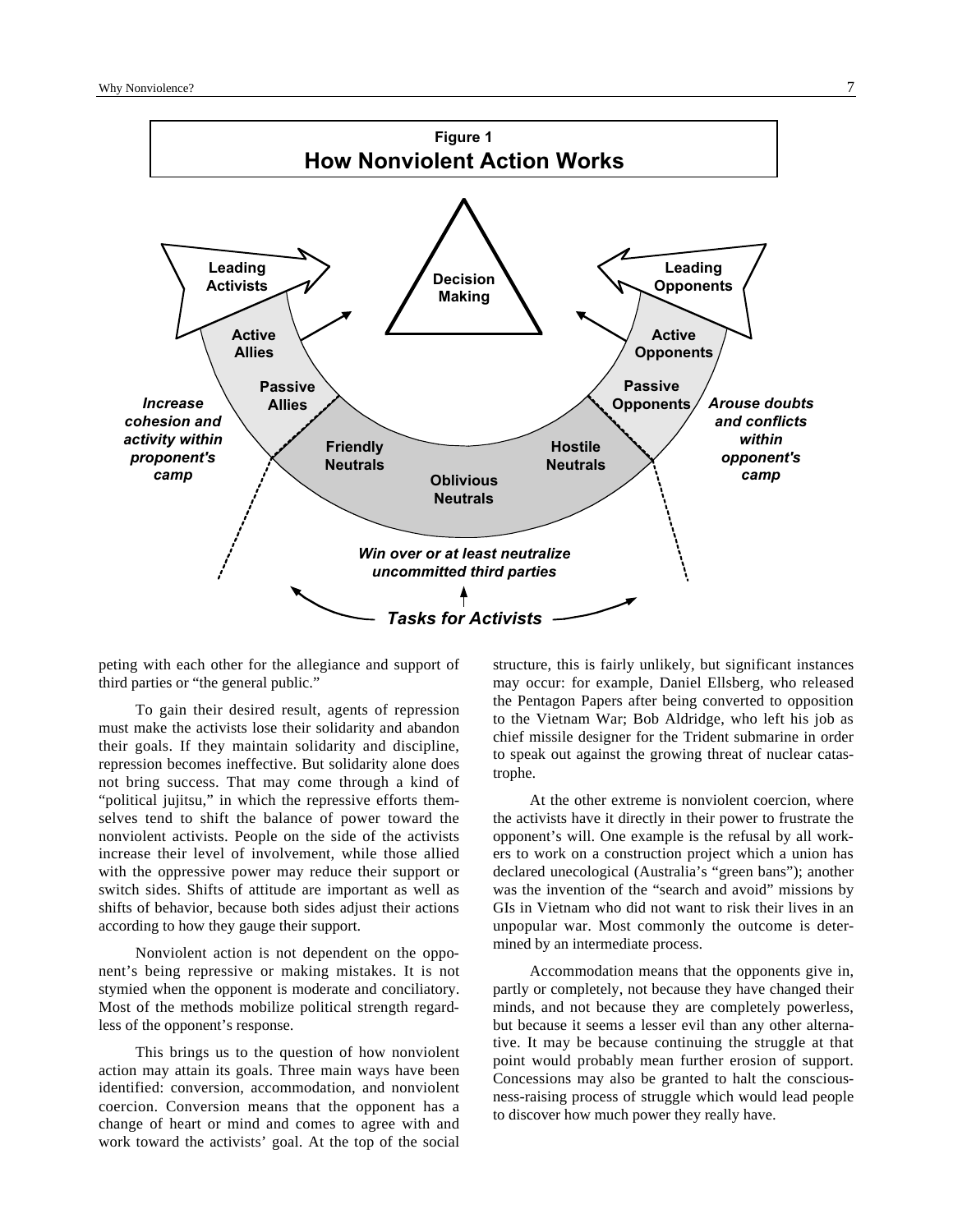**Figure 1**
**How Nonviolent Action Works**

Leading Activists

Decision Making

Leading Opponents

Active Allies

Active Opponents

Passive Allies

Passive Opponents

*Increase cohesion and activity within proponent's camp*

*Arouse doubts and conflicts within opponent's camp*

Friendly Neutrals

Hostile Neutrals

Oblivious Neutrals

*Win over or at least neutralize uncommitted third parties*

*Tasks for Activists*

peting with each other for the allegiance and support of third parties or "the general public."

To gain their desired result, agents of repression must make the activists lose their solidarity and abandon their goals. If they maintain solidarity and discipline, repression becomes ineffective. But solidarity alone does not bring success. That may come through a kind of "political jujitsu," in which the repressive efforts themselves tend to shift the balance of power toward the nonviolent activists. People on the side of the activists increase their level of involvement, while those allied with the oppressive power may reduce their support or switch sides. Shifts of attitude are important as well as shifts of behavior, because both sides adjust their actions according to how they gauge their support.

Nonviolent action is not dependent on the opponent's being repressive or making mistakes. It is not stymied when the opponent is moderate and conciliatory. Most of the methods mobilize political strength regardless of the opponent's response.

This brings us to the question of how nonviolent action may attain its goals. Three main ways have been identified: conversion, accommodation, and nonviolent coercion. Conversion means that the opponent has a change of heart or mind and comes to agree with and work toward the activists' goal. At the top of the social structure, this is fairly unlikely, but significant instances may occur: for example, Daniel Ellsberg, who released the Pentagon Papers after being converted to opposition to the Vietnam War; Bob Aldridge, who left his job as chief missile designer for the Trident submarine in order to speak out against the growing threat of nuclear catastrophe.

At the other extreme is nonviolent coercion, where the activists have it directly in their power to frustrate the opponent's will. One example is the refusal by all workers to work on a construction project which a union has declared unecological (Australia's "green bans"); another was the invention of the "search and avoid" missions by GIs in Vietnam who did not want to risk their lives in an unpopular war. Most commonly the outcome is determined by an intermediate process.

Accommodation means that the opponents give in, partly or completely, not because they have changed their minds, and not because they are completely powerless, but because it seems a lesser evil than any other alternative. It may be because continuing the struggle at that point would probably mean further erosion of support. Concessions may also be granted to halt the consciousness-raising process of struggle which would lead people to discover how much power they really have.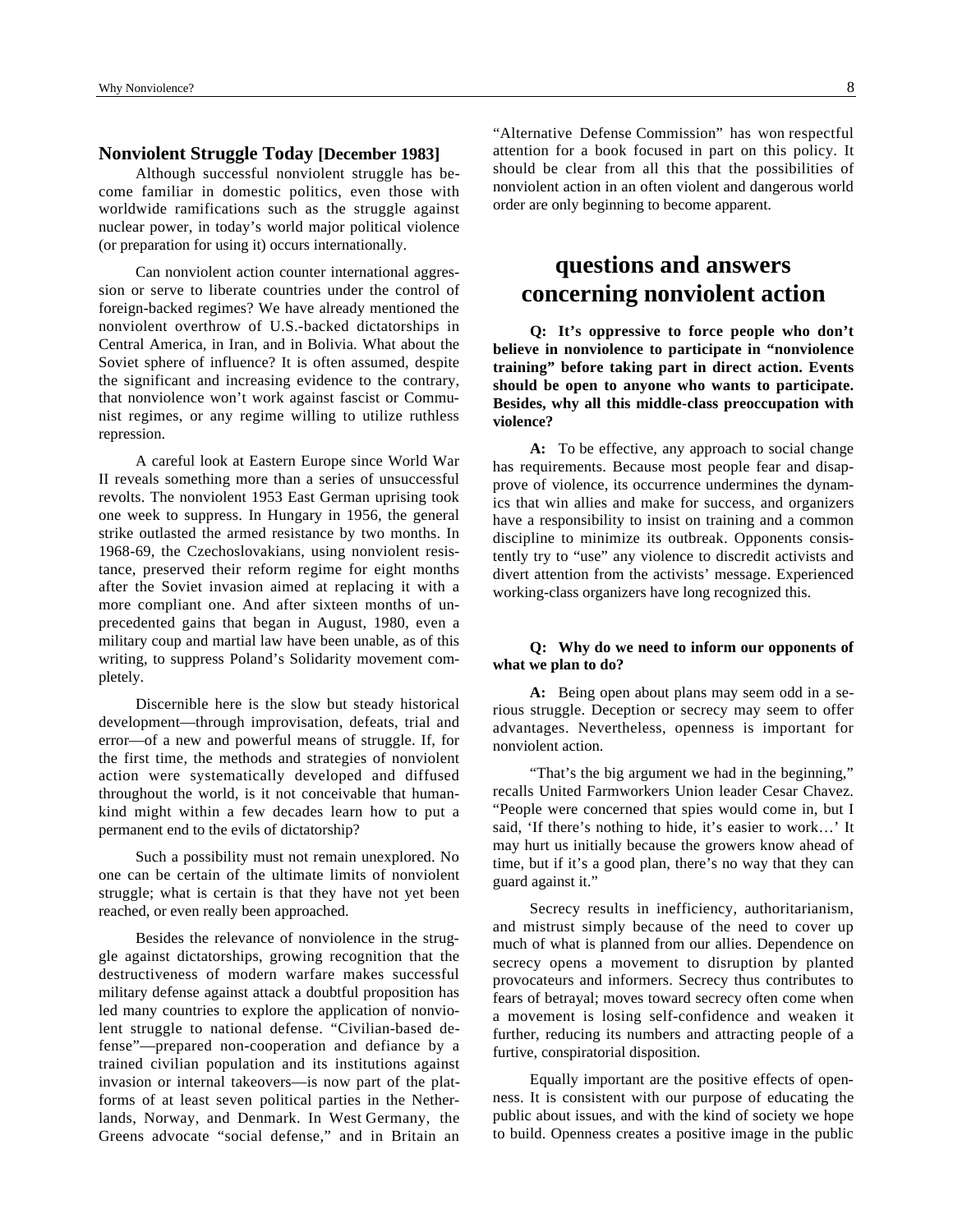## Nonviolent Struggle Today [December 1983]

Although successful nonviolent struggle has become familiar in domestic politics, even those with worldwide ramifications such as the struggle against nuclear power, in today's world major political violence (or preparation for using it) occurs internationally.

Can nonviolent action counter international aggression or serve to liberate countries under the control of foreign-backed regimes? We have already mentioned the nonviolent overthrow of U.S.-backed dictatorships in Central America, in Iran, and in Bolivia. What about the Soviet sphere of influence? It is often assumed, despite the significant and increasing evidence to the contrary, that nonviolence won't work against fascist or Communist regimes, or any regime willing to utilize ruthless repression.

A careful look at Eastern Europe since World War II reveals something more than a series of unsuccessful revolts. The nonviolent 1953 East German uprising took one week to suppress. In Hungary in 1956, the general strike outlasted the armed resistance by two months. In 1968-69, the Czechoslovakians, using nonviolent resistance, preserved their reform regime for eight months after the Soviet invasion aimed at replacing it with a more compliant one. And after sixteen months of unprecedented gains that began in August, 1980, even a military coup and martial law have been unable, as of this writing, to suppress Poland's Solidarity movement completely.

Discernible here is the slow but steady historical development—through improvisation, defeats, trial and error—of a new and powerful means of struggle. If, for the first time, the methods and strategies of nonviolent action were systematically developed and diffused throughout the world, is it not conceivable that humankind might within a few decades learn how to put a permanent end to the evils of dictatorship?

Such a possibility must not remain unexplored. No one can be certain of the ultimate limits of nonviolent struggle; what is certain is that they have not yet been reached, or even really been approached.

Besides the relevance of nonviolence in the struggle against dictatorships, growing recognition that the destructiveness of modern warfare makes successful military defense against attack a doubtful proposition has led many countries to explore the application of nonviolent struggle to national defense. "Civilian-based defense"—prepared non-cooperation and defiance by a trained civilian population and its institutions against invasion or internal takeovers—is now part of the platforms of at least seven political parties in the Netherlands, Norway, and Denmark. In West Germany, the Greens advocate "social defense," and in Britain an "Alternative Defense Commission" has won respectful attention for a book focused in part on this policy. It should be clear from all this that the possibilities of nonviolent action in an often violent and dangerous world order are only beginning to become apparent.

# questions and answers concerning nonviolent action

**Q: It's oppressive to force people who don't believe in nonviolence to participate in "nonviolence training" before taking part in direct action. Events should be open to anyone who wants to participate. Besides, why all this middle-class preoccupation with violence?**

**A:** To be effective, any approach to social change has requirements. Because most people fear and disapprove of violence, its occurrence undermines the dynamics that win allies and make for success, and organizers have a responsibility to insist on training and a common discipline to minimize its outbreak. Opponents consistently try to "use" any violence to discredit activists and divert attention from the activists' message. Experienced working-class organizers have long recognized this.

**Q: Why do we need to inform our opponents of what we plan to do?**

**A:** Being open about plans may seem odd in a serious struggle. Deception or secrecy may seem to offer advantages. Nevertheless, openness is important for nonviolent action.

"That's the big argument we had in the beginning," recalls United Farmworkers Union leader Cesar Chavez. "People were concerned that spies would come in, but I said, 'If there's nothing to hide, it's easier to work…' It may hurt us initially because the growers know ahead of time, but if it's a good plan, there's no way that they can guard against it."

Secrecy results in inefficiency, authoritarianism, and mistrust simply because of the need to cover up much of what is planned from our allies. Dependence on secrecy opens a movement to disruption by planted provocateurs and informers. Secrecy thus contributes to fears of betrayal; moves toward secrecy often come when a movement is losing self-confidence and weaken it further, reducing its numbers and attracting people of a furtive, conspiratorial disposition.

Equally important are the positive effects of openness. It is consistent with our purpose of educating the public about issues, and with the kind of society we hope to build. Openness creates a positive image in the public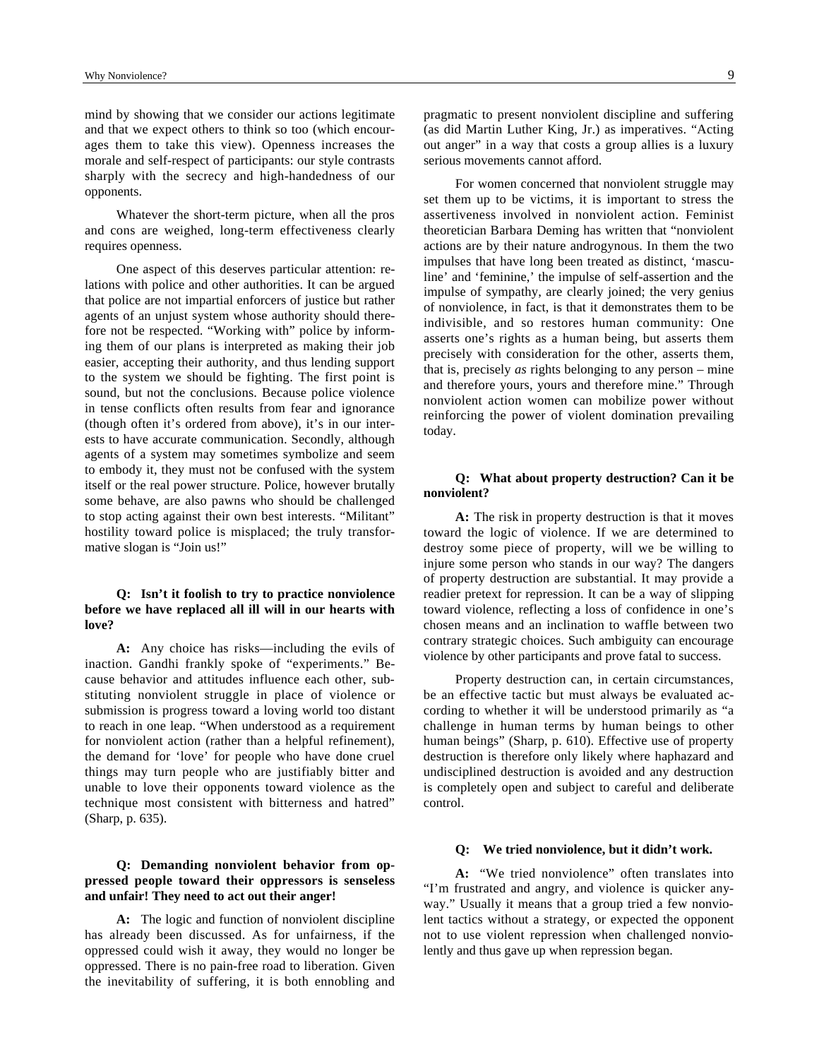mind by showing that we consider our actions legitimate and that we expect others to think so too (which encourages them to take this view). Openness increases the morale and self-respect of participants: our style contrasts sharply with the secrecy and high-handedness of our opponents.

Whatever the short-term picture, when all the pros and cons are weighed, long-term effectiveness clearly requires openness.

One aspect of this deserves particular attention: relations with police and other authorities. It can be argued that police are not impartial enforcers of justice but rather agents of an unjust system whose authority should therefore not be respected. "Working with" police by informing them of our plans is interpreted as making their job easier, accepting their authority, and thus lending support to the system we should be fighting. The first point is sound, but not the conclusions. Because police violence in tense conflicts often results from fear and ignorance (though often it's ordered from above), it's in our interests to have accurate communication. Secondly, although agents of a system may sometimes symbolize and seem to embody it, they must not be confused with the system itself or the real power structure. Police, however brutally some behave, are also pawns who should be challenged to stop acting against their own best interests. "Militant" hostility toward police is misplaced; the truly transformative slogan is "Join us!"

**Q: Isn't it foolish to try to practice nonviolence before we have replaced all ill will in our hearts with love?**

**A:** Any choice has risks—including the evils of inaction. Gandhi frankly spoke of "experiments." Because behavior and attitudes influence each other, substituting nonviolent struggle in place of violence or submission is progress toward a loving world too distant to reach in one leap. "When understood as a requirement for nonviolent action (rather than a helpful refinement), the demand for 'love' for people who have done cruel things may turn people who are justifiably bitter and unable to love their opponents toward violence as the technique most consistent with bitterness and hatred" (Sharp, p. 635).

**Q: Demanding nonviolent behavior from oppressed people toward their oppressors is senseless and unfair! They need to act out their anger!**

**A:** The logic and function of nonviolent discipline has already been discussed. As for unfairness, if the oppressed could wish it away, they would no longer be oppressed. There is no pain-free road to liberation. Given the inevitability of suffering, it is both ennobling and pragmatic to present nonviolent discipline and suffering (as did Martin Luther King, Jr.) as imperatives. "Acting out anger" in a way that costs a group allies is a luxury serious movements cannot afford.

For women concerned that nonviolent struggle may set them up to be victims, it is important to stress the assertiveness involved in nonviolent action. Feminist theoretician Barbara Deming has written that "nonviolent actions are by their nature androgynous. In them the two impulses that have long been treated as distinct, 'masculine' and 'feminine,' the impulse of self-assertion and the impulse of sympathy, are clearly joined; the very genius of nonviolence, in fact, is that it demonstrates them to be indivisible, and so restores human community: One asserts one's rights as a human being, but asserts them precisely with consideration for the other, asserts them, that is, precisely *as* rights belonging to any person – mine and therefore yours, yours and therefore mine." Through nonviolent action women can mobilize power without reinforcing the power of violent domination prevailing today.

**Q: What about property destruction? Can it be nonviolent?**

**A:** The risk in property destruction is that it moves toward the logic of violence. If we are determined to destroy some piece of property, will we be willing to injure some person who stands in our way? The dangers of property destruction are substantial. It may provide a readier pretext for repression. It can be a way of slipping toward violence, reflecting a loss of confidence in one's chosen means and an inclination to waffle between two contrary strategic choices. Such ambiguity can encourage violence by other participants and prove fatal to success.

Property destruction can, in certain circumstances, be an effective tactic but must always be evaluated according to whether it will be understood primarily as "a challenge in human terms by human beings to other human beings" (Sharp, p. 610). Effective use of property destruction is therefore only likely where haphazard and undisciplined destruction is avoided and any destruction is completely open and subject to careful and deliberate control.

**Q: We tried nonviolence, but it didn't work.**

**A:** "We tried nonviolence" often translates into "I'm frustrated and angry, and violence is quicker anyway." Usually it means that a group tried a few nonviolent tactics without a strategy, or expected the opponent not to use violent repression when challenged nonviolently and thus gave up when repression began.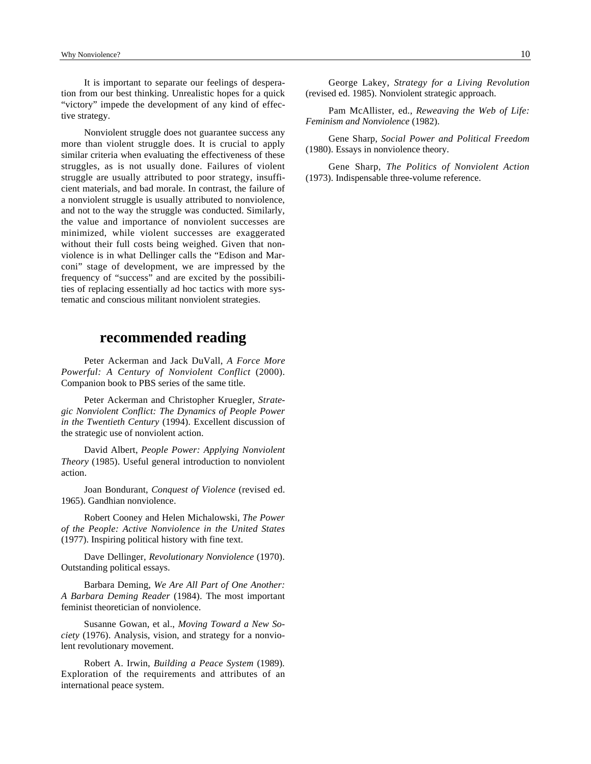It is important to separate our feelings of desperation from our best thinking. Unrealistic hopes for a quick "victory" impede the development of any kind of effective strategy.

Nonviolent struggle does not guarantee success any more than violent struggle does. It is crucial to apply similar criteria when evaluating the effectiveness of these struggles, as is not usually done. Failures of violent struggle are usually attributed to poor strategy, insufficient materials, and bad morale. In contrast, the failure of a nonviolent struggle is usually attributed to nonviolence, and not to the way the struggle was conducted. Similarly, the value and importance of nonviolent successes are minimized, while violent successes are exaggerated without their full costs being weighed. Given that nonviolence is in what Dellinger calls the "Edison and Marconi" stage of development, we are impressed by the frequency of "success" and are excited by the possibilities of replacing essentially ad hoc tactics with more systematic and conscious militant nonviolent strategies.

## recommended reading

Peter Ackerman and Jack DuVall, *A Force More Powerful: A Century of Nonviolent Conflict* (2000). Companion book to PBS series of the same title.

Peter Ackerman and Christopher Kruegler, *Strategic Nonviolent Conflict: The Dynamics of People Power in the Twentieth Century* (1994). Excellent discussion of the strategic use of nonviolent action.

David Albert, *People Power: Applying Nonviolent Theory* (1985). Useful general introduction to nonviolent action.

Joan Bondurant, *Conquest of Violence* (revised ed. 1965). Gandhian nonviolence.

Robert Cooney and Helen Michalowski, *The Power of the People: Active Nonviolence in the United States* (1977). Inspiring political history with fine text.

Dave Dellinger, *Revolutionary Nonviolence* (1970). Outstanding political essays.

Barbara Deming, *We Are All Part of One Another: A Barbara Deming Reader* (1984). The most important feminist theoretician of nonviolence.

Susanne Gowan, et al., *Moving Toward a New Society* (1976). Analysis, vision, and strategy for a nonviolent revolutionary movement.

Robert A. Irwin, *Building a Peace System* (1989). Exploration of the requirements and attributes of an international peace system.

George Lakey, *Strategy for a Living Revolution* (revised ed. 1985). Nonviolent strategic approach.

Pam McAllister, ed., *Reweaving the Web of Life: Feminism and Nonviolence* (1982).

Gene Sharp, *Social Power and Political Freedom* (1980). Essays in nonviolence theory.

Gene Sharp, *The Politics of Nonviolent Action* (1973). Indispensable three-volume reference.